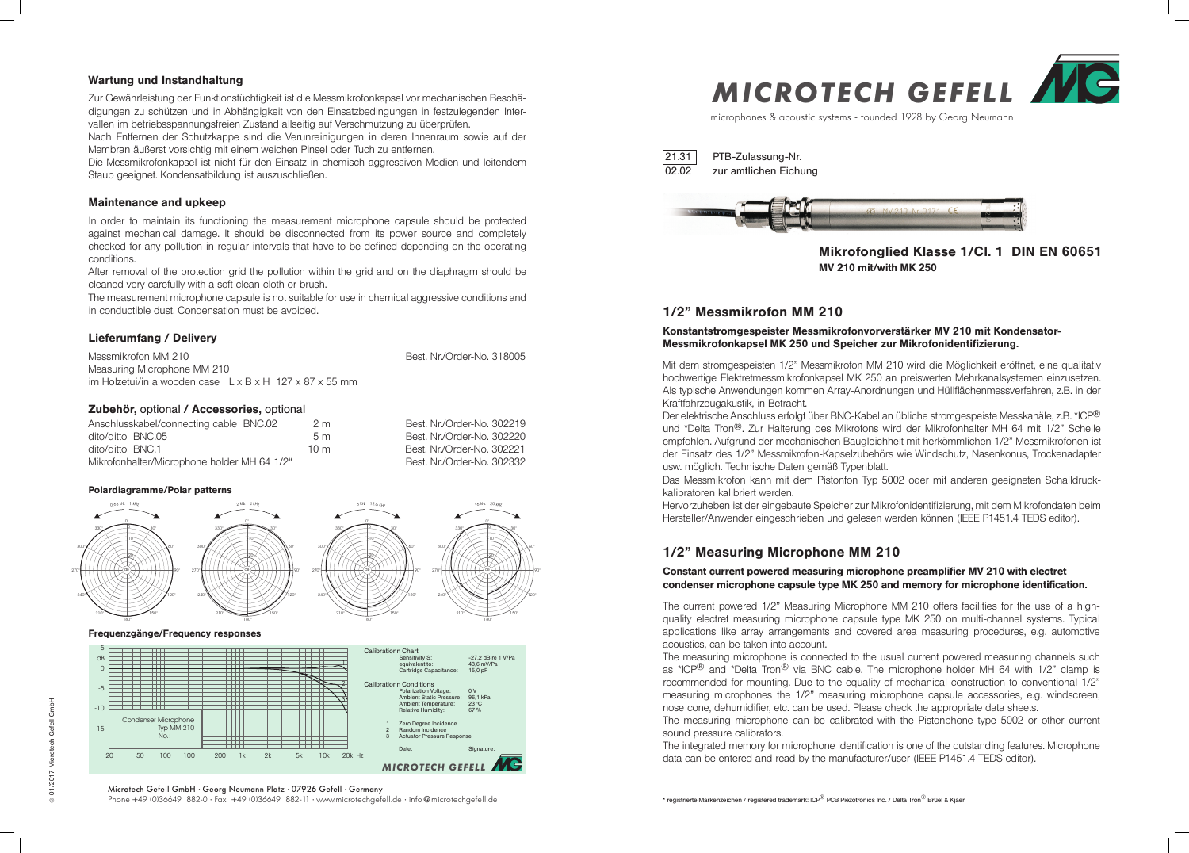## Wartung und Instandhaltung

Zur Gewährleistung der Funktionstüchtigkeit ist die Messmikrofonkapsel vor mechanischen Beschädigungen zu schützen und in Abhängigkeit von den Einsatzbedingungen in festzulegenden Intervallen im betriebsspannungsfreien Zustand allseitig auf Verschmutzung zu überprüfen.
Nach Entfernen der Schutzkappe sind die Verunreinigungen in deren Innenraum sowie auf der Membran äußerst vorsichtig mit einem weichen Pinsel oder Tuch zu entfernen.
Die Messmikrofonkapsel ist nicht für den Einsatz in chemisch aggressiven Medien und leitendem Staub geeignet. Kondensatbildung ist auszuschließen.

## Maintenance and upkeep

In order to maintain its functioning the measurement microphone capsule should be protected against mechanical damage. It should be disconnected from its power source and completely checked for any pollution in regular intervals that have to be defined depending on the operating conditions.
After removal of the protection grid the pollution within the grid and on the diaphragm should be cleaned very carefully with a soft clean cloth or brush.
The measurement microphone capsule is not suitable for use in chemical aggressive conditions and in conductible dust. Condensation must be avoided.

## Lieferumfang / Delivery

Messmikrofon MM 210 — Best. Nr./Order-No. 318005
Measuring Microphone MM 210
im Holzetui/in a wooden case  L x B x H  127 x 87 x 55 mm

## Zubehör, optional / Accessories, optional

| | | |
|---|---|---|
| Anschlusskabel/connecting cable BNC.02 | 2 m | Best. Nr./Order-No. 302219 |
| dito/ditto BNC.05 | 5 m | Best. Nr./Order-No. 302220 |
| dito/ditto BNC.1 | 10 m | Best. Nr./Order-No. 302221 |
| Mikrofonhalter/Microphone holder MH 64 1/2" | | Best. Nr./Order-No. 302332 |

### Polardiagramme/Polar patterns

### Frequenzgänge/Frequency responses

Calibrationn Chart
Sensitivity S: -27,2 dB re 1 V/Pa
equivalent to: 43,6 mV/Pa
Cartridge Capacitance: 15,0 pF

Calibrationn Conditions
Polarization Voltage: 0 V
Ambient Static Pressure: 96,1 kPa
Ambient Temperature: 23 °C
Relative Humidity: 67 %

1 Zero Degree Incidence
2 Random Incidence
3 Actuator Pressure Response

Condenser Microphone
Typ MM 210
No.:

Date: Signature:

Microtech Gefell GmbH · Georg-Neumann-Platz · 07926 Gefell · Germany
Phone +49 (0)36649 882-0 · Fax +49 (0)36649 882-11 · www.microtechgefell.de · info@microtechgefell.de

# MICROTECH GEFELL

microphones & acoustic systems - founded 1928 by Georg Neumann

21.31 / 02.02 — PTB-Zulassung-Nr. zur amtlichen Eichung

**Mikrofonglied Klasse 1/Cl. 1 DIN EN 60651**
**MV 210 mit/with MK 250**

## 1/2" Messmikrofon MM 210

**Konstantstromgespeister Messmikrofonvorverstärker MV 210 mit Kondensator-Messmikrofonkapsel MK 250 und Speicher zur Mikrofonidentifizierung.**

Mit dem stromgespeisten 1/2" Messmikrofon MM 210 wird die Möglichkeit eröffnet, eine qualitativ hochwertige Elektretmessmikrofonkapsel MK 250 an preiswerten Mehrkanalsystemen einzusetzen. Als typische Anwendungen kommen Array-Anordnungen und Hüllflächenmessverfahren, z.B. in der Kraftfahrzeugakustik, in Betracht.
Der elektrische Anschluss erfolgt über BNC-Kabel an übliche stromgespeiste Messkanäle, z.B. *ICP® und *Delta Tron®. Zur Halterung des Mikrofons wird der Mikrofonhalter MH 64 mit 1/2" Schelle empfohlen. Aufgrund der mechanischen Baugleichheit mit herkömmlichen 1/2" Messmikrofonen ist der Einsatz des 1/2" Messmikrofon-Kapselzubehörs wie Windschutz, Nasenkonus, Trockenadapter usw. möglich. Technische Daten gemäß Typenblatt.
Das Messmikrofon kann mit dem Pistonfon Typ 5002 oder mit anderen geeigneten Schalldruckkalibratoren kalibriert werden.
Hervorzuheben ist der eingebaute Speicher zur Mikrofonidentifizierung, mit dem Mikrofondaten beim Hersteller/Anwender eingeschrieben und gelesen werden können (IEEE P1451.4 TEDS editor).

## 1/2" Measuring Microphone MM 210

**Constant current powered measuring microphone preamplifier MV 210 with electret condenser microphone capsule type MK 250 and memory for microphone identification.**

The current powered 1/2" Measuring Microphone MM 210 offers facilities for the use of a high-quality electret measuring microphone capsule type MK 250 on multi-channel systems. Typical applications like array arrangements and covered area measuring procedures, e.g. automotive acoustics, can be taken into account.
The measuring microphone is connected to the usual current powered measuring channels such as *ICP® and *Delta Tron® via BNC cable. The microphone holder MH 64 with 1/2" clamp is recommended for mounting. Due to the equality of mechanical construction to conventional 1/2" measuring microphones the 1/2" measuring microphone capsule accessories, e.g. windscreen, nose cone, dehumidifier, etc. can be used. Please check the appropriate data sheets.
The measuring microphone can be calibrated with the Pistonphone type 5002 or other current sound pressure calibrators.
The integrated memory for microphone identification is one of the outstanding features. Microphone data can be entered and read by the manufacturer/user (IEEE P1451.4 TEDS editor).

* registrierte Markenzeichen / registered trademark: ICP® PCB Piezotronics Inc. / Delta Tron® Brüel & Kjaer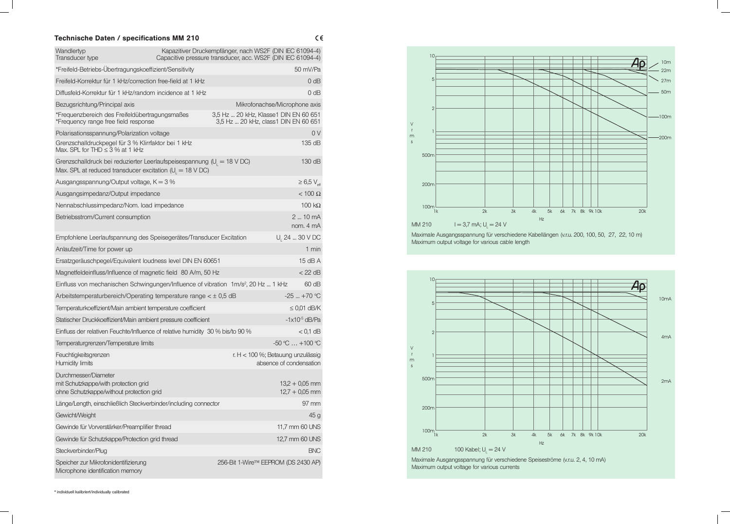### Technische Daten / specifications MM 210

CE

| | |
|---|---|
| Wandlertyp<br>Transducer type | Kapazitiver Druckempfänger, nach WS2F (DIN IEC 61094-4)<br>Capacitive pressure transducer, acc. WS2F (DIN IEC 61094-4) |
| *Freifeld-Betriebs-Übertragungskoeffizient/Sensitivity | 50 mV/Pa |
| Freifeld-Korrektur für 1 kHz/correction free-field at 1 kHz | 0 dB |
| Diffusfeld-Korrektur für 1 kHz/random incidence at 1 kHz | 0 dB |
| Bezugsrichtung/Principal axis | Mikrofonachse/Microphone axis |
| *Frequenzbereich des Freifeldübertragungsmaßes<br>*Frequency range free field response | 3,5 Hz ... 20 kHz, Klasse1 DIN EN 60 651<br>3,5 Hz ... 20 kHz, class1 DIN EN 60 651 |
| Polarisationsspannung/Polarization voltage | 0 V |
| Grenzschalldruckpegel für 3 % Klirrfaktor bei 1 kHz<br>Max. SPL for THD ≤ 3 % at 1 kHz | 135 dB |
| Grenzschalldruck bei reduzierter Leerlaufspeisespannung ($U_L$ = 18 V DC)<br>Max. SPL at reduced transducer excitation ($U_L$ = 18 V DC) | 130 dB |
| Ausgangsspannung/Output voltage, K = 3 % | ≥ 6,5 $V_{eff}$ |
| Ausgangsimpedanz/Output impedance | < 100 Ω |
| Nennabschlussimpedanz/Nom. load impedance | 100 kΩ |
| Betriebsstrom/Current consumption | 2 ... 10 mA<br>nom. 4 mA |
| Empfohlene Leerlaufspannung des Speisegerätes/Transducer Excitation | $U_L$ 24 ... 30 V DC |
| Anlaufzeit/Time for power up | 1 min |
| Ersatzgeräuschpegel/Equivalent loudness level DIN EN 60651 | 15 dB A |
| Magnetfeldeinfluss/Influence of magnetic field 80 A/m, 50 Hz | < 22 dB |
| Einfluss von mechanischen Schwingungen/Influence of vibration 1m/s², 20 Hz ... 1 kHz | 60 dB |
| Arbeitstemperaturbereich/Operating temperature range < ± 0,5 dB | -25 ... +70 °C |
| Temperaturkoeffizient/Main ambient temperature coefficient | ≤ 0,01 dB/K |
| Statischer Druckkoeffizient/Main ambient pressure coefficient | $-1x10^{-5}$ dB/Pa |
| Einfluss der relativen Feuchte/Influence of relative humidity 30 % bis/to 90 % | < 0,1 dB |
| Temperaturgrenzen/Temperature limits | -50 °C … +100 °C |
| Feuchtigkeitsgrenzen<br>Humidity limits | r. H < 100 %; Betauung unzulässig<br>absence of condensation |
| Durchmesser/Diameter<br>mit Schutzkappe/with protection grid<br>ohne Schutzkappe/without protection grid | <br>13,2 + 0,05 mm<br>12,7 + 0,05 mm |
| Länge/Length, einschließlich Steckverbinder/including connector | 97 mm |
| Gewicht/Weight | 45 g |
| Gewinde für Vorverstärker/Preamplifier thread | 11,7 mm 60 UNS |
| Gewinde für Schutzkappe/Protection grid thread | 12,7 mm 60 UNS |
| Steckverbinder/Plug | BNC |
| Speicher zur Mikrofonidentifizierung<br>Microphone identification memory | 256-Bit 1-Wire™ EEPROM (DS 2430 AP) |

\* individuell kalibriert/individually calibrated

10
5
2
1
500m
200m
100m
V r m s
1k 2k 3k 4k 5k 6k 7k 8k 9k 10k 20k
Hz
10m
22m
27m
50m
100m
200m

MM 210 I = 3,7 mA; $U_L$ = 24 V

Maximale Ausgangsspannung für verschiedene Kabellängen (v.r.u. 200, 100, 50, 27, 22, 10 m)
Maximum output voltage for various cable length

10
5
2
1
500m
200m
100m
V r m s
1k 2k 3k 4k 5k 6k 7k 8k 9k 10k 20k
Hz
10mA
4mA
2mA

MM 210 100 Kabel; $U_L$ = 24 V

Maximale Ausgangsspannung für verschiedene Speiseströme (v.r.u. 2, 4, 10 mA)
Maximum output voltage for various currents